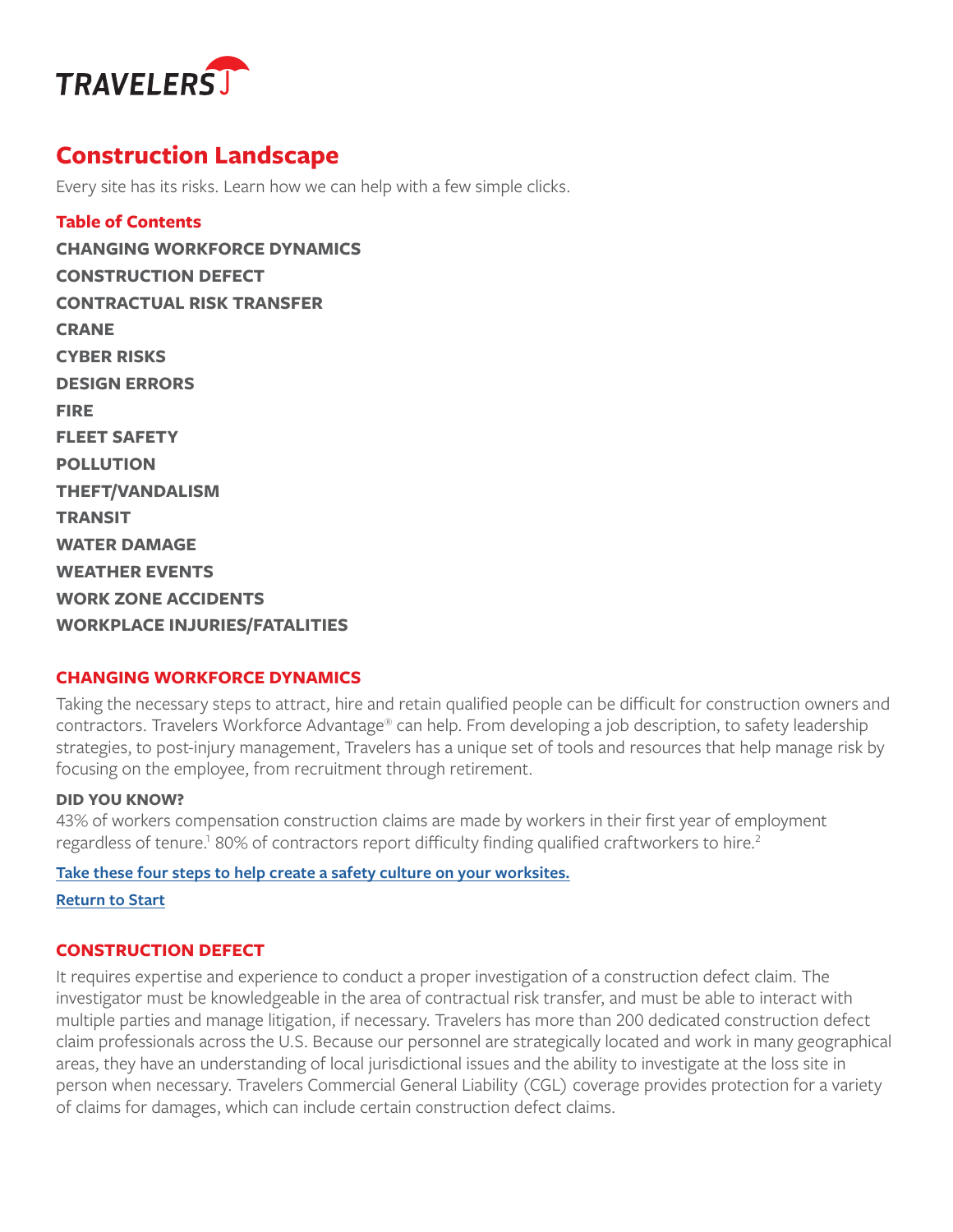TRAVELERS

# Construction Landscape

Every site has its risks. Learn how we can help with a few simple clicks.

## Table of Contents

**CHANGING WORKFORCE DYNAMICS**
**CONSTRUCTION DEFECT**
**CONTRACTUAL RISK TRANSFER**
**CRANE**
**CYBER RISKS**
**DESIGN ERRORS**
**FIRE**
**FLEET SAFETY**
**POLLUTION**
**THEFT/VANDALISM**
**TRANSIT**
**WATER DAMAGE**
**WEATHER EVENTS**
**WORK ZONE ACCIDENTS**
**WORKPLACE INJURIES/FATALITIES**

## CHANGING WORKFORCE DYNAMICS

Taking the necessary steps to attract, hire and retain qualified people can be difficult for construction owners and contractors. Travelers Workforce Advantage® can help. From developing a job description, to safety leadership strategies, to post-injury management, Travelers has a unique set of tools and resources that help manage risk by focusing on the employee, from recruitment through retirement.

**DID YOU KNOW?**

43% of workers compensation construction claims are made by workers in their first year of employment regardless of tenure.[1] 80% of contractors report difficulty finding qualified craftworkers to hire.[2]

Take these four steps to help create a safety culture on your worksites.

Return to Start

## CONSTRUCTION DEFECT

It requires expertise and experience to conduct a proper investigation of a construction defect claim. The investigator must be knowledgeable in the area of contractual risk transfer, and must be able to interact with multiple parties and manage litigation, if necessary. Travelers has more than 200 dedicated construction defect claim professionals across the U.S. Because our personnel are strategically located and work in many geographical areas, they have an understanding of local jurisdictional issues and the ability to investigate at the loss site in person when necessary. Travelers Commercial General Liability (CGL) coverage provides protection for a variety of claims for damages, which can include certain construction defect claims.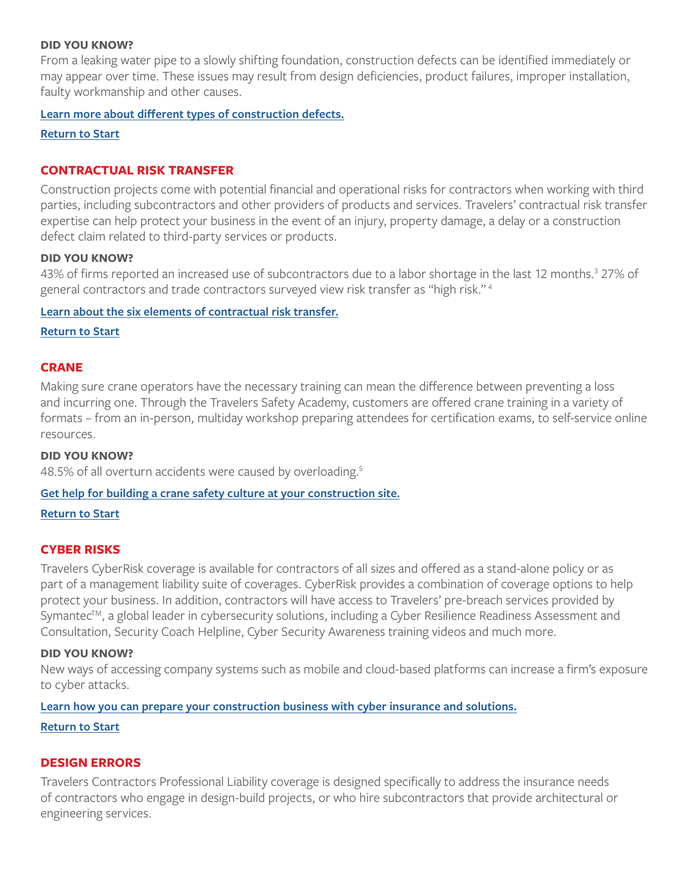**DID YOU KNOW?**
From a leaking water pipe to a slowly shifting foundation, construction defects can be identified immediately or may appear over time. These issues may result from design deficiencies, product failures, improper installation, faulty workmanship and other causes.

**Learn more about different types of construction defects.**

**Return to Start**

## CONTRACTUAL RISK TRANSFER

Construction projects come with potential financial and operational risks for contractors when working with third parties, including subcontractors and other providers of products and services. Travelers' contractual risk transfer expertise can help protect your business in the event of an injury, property damage, a delay or a construction defect claim related to third-party services or products.

**DID YOU KNOW?**
43% of firms reported an increased use of subcontractors due to a labor shortage in the last 12 months.[3] 27% of general contractors and trade contractors surveyed view risk transfer as "high risk."[4]

**Learn about the six elements of contractual risk transfer.**

**Return to Start**

## CRANE

Making sure crane operators have the necessary training can mean the difference between preventing a loss and incurring one. Through the Travelers Safety Academy, customers are offered crane training in a variety of formats – from an in-person, multiday workshop preparing attendees for certification exams, to self-service online resources.

**DID YOU KNOW?**
48.5% of all overturn accidents were caused by overloading.[5]

**Get help for building a crane safety culture at your construction site.**

**Return to Start**

## CYBER RISKS

Travelers CyberRisk coverage is available for contractors of all sizes and offered as a stand-alone policy or as part of a management liability suite of coverages. CyberRisk provides a combination of coverage options to help protect your business. In addition, contractors will have access to Travelers' pre-breach services provided by Symantec™, a global leader in cybersecurity solutions, including a Cyber Resilience Readiness Assessment and Consultation, Security Coach Helpline, Cyber Security Awareness training videos and much more.

**DID YOU KNOW?**
New ways of accessing company systems such as mobile and cloud-based platforms can increase a firm's exposure to cyber attacks.

**Learn how you can prepare your construction business with cyber insurance and solutions.**

**Return to Start**

## DESIGN ERRORS

Travelers Contractors Professional Liability coverage is designed specifically to address the insurance needs of contractors who engage in design-build projects, or who hire subcontractors that provide architectural or engineering services.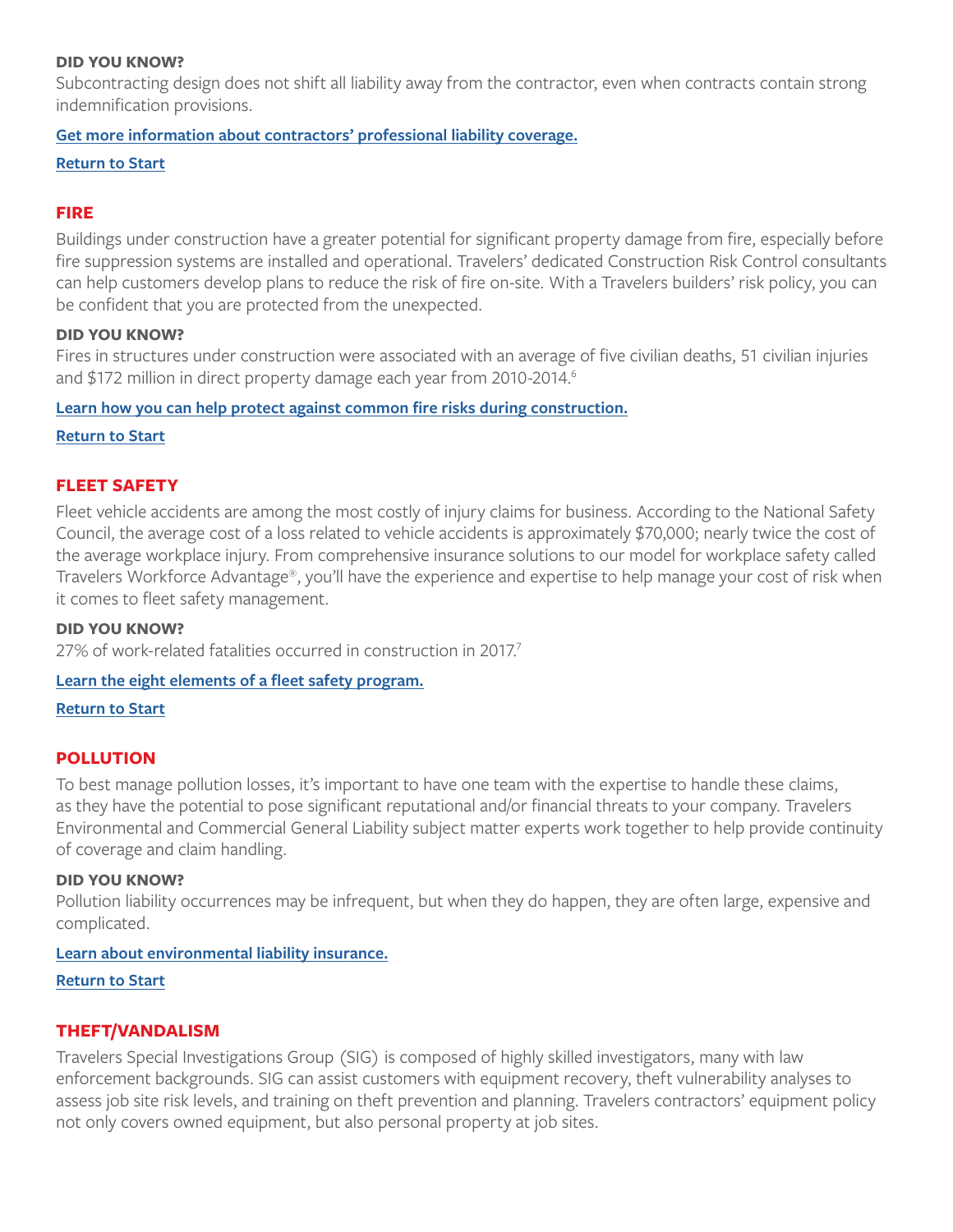**DID YOU KNOW?**
Subcontracting design does not shift all liability away from the contractor, even when contracts contain strong indemnification provisions.

**Get more information about contractors' professional liability coverage.**

**Return to Start**

## FIRE

Buildings under construction have a greater potential for significant property damage from fire, especially before fire suppression systems are installed and operational. Travelers' dedicated Construction Risk Control consultants can help customers develop plans to reduce the risk of fire on-site. With a Travelers builders' risk policy, you can be confident that you are protected from the unexpected.

**DID YOU KNOW?**
Fires in structures under construction were associated with an average of five civilian deaths, 51 civilian injuries and $172 million in direct property damage each year from 2010-2014.[6]

**Learn how you can help protect against common fire risks during construction.**

**Return to Start**

## FLEET SAFETY

Fleet vehicle accidents are among the most costly of injury claims for business. According to the National Safety Council, the average cost of a loss related to vehicle accidents is approximately $70,000; nearly twice the cost of the average workplace injury. From comprehensive insurance solutions to our model for workplace safety called Travelers Workforce Advantage®, you'll have the experience and expertise to help manage your cost of risk when it comes to fleet safety management.

**DID YOU KNOW?**
27% of work-related fatalities occurred in construction in 2017.[7]

**Learn the eight elements of a fleet safety program.**

**Return to Start**

## POLLUTION

To best manage pollution losses, it's important to have one team with the expertise to handle these claims, as they have the potential to pose significant reputational and/or financial threats to your company. Travelers Environmental and Commercial General Liability subject matter experts work together to help provide continuity of coverage and claim handling.

**DID YOU KNOW?**
Pollution liability occurrences may be infrequent, but when they do happen, they are often large, expensive and complicated.

**Learn about environmental liability insurance.**

**Return to Start**

## THEFT/VANDALISM

Travelers Special Investigations Group (SIG) is composed of highly skilled investigators, many with law enforcement backgrounds. SIG can assist customers with equipment recovery, theft vulnerability analyses to assess job site risk levels, and training on theft prevention and planning. Travelers contractors' equipment policy not only covers owned equipment, but also personal property at job sites.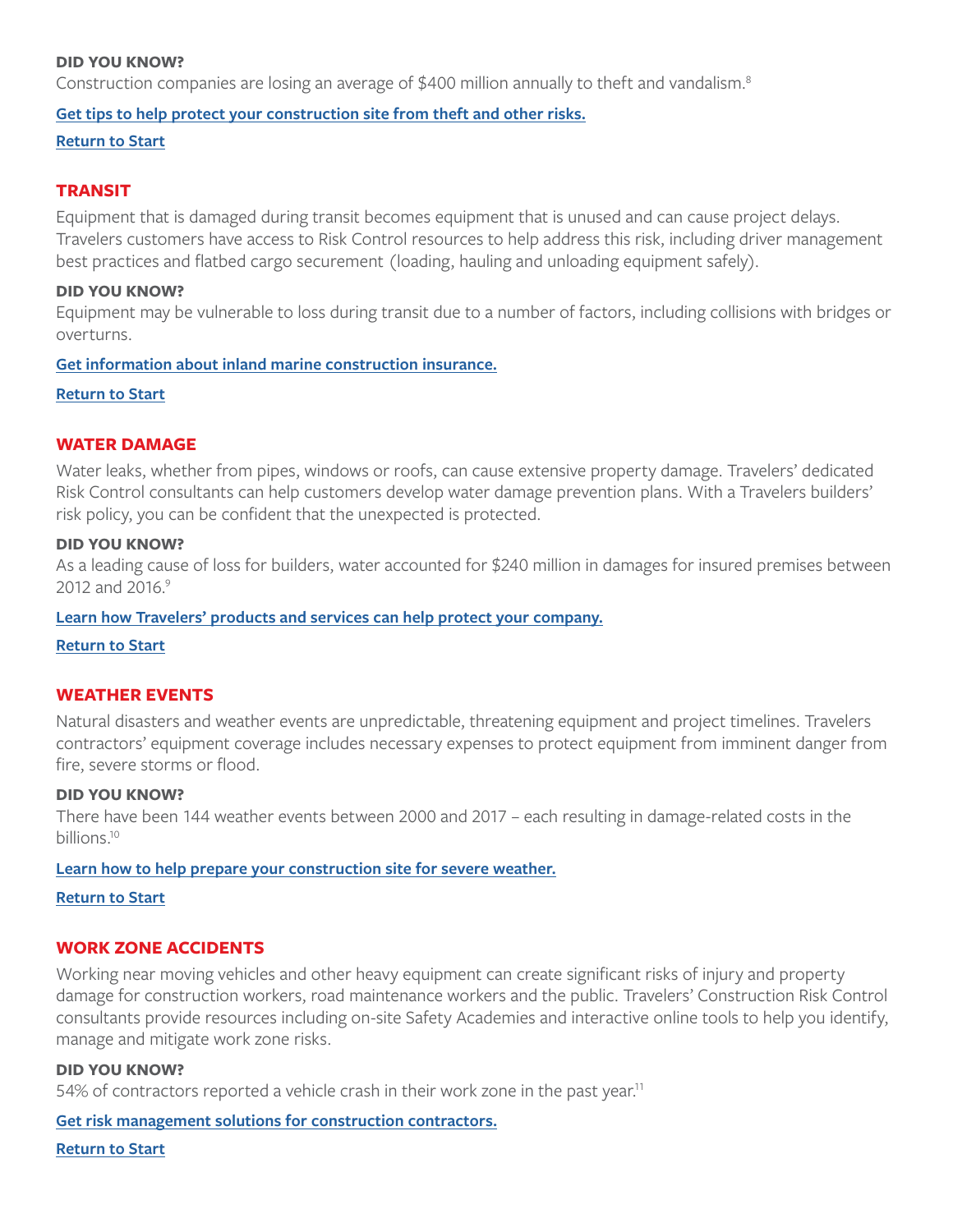**DID YOU KNOW?**

Construction companies are losing an average of $400 million annually to theft and vandalism.[8]

**Get tips to help protect your construction site from theft and other risks.**

**Return to Start**

## TRANSIT

Equipment that is damaged during transit becomes equipment that is unused and can cause project delays. Travelers customers have access to Risk Control resources to help address this risk, including driver management best practices and flatbed cargo securement (loading, hauling and unloading equipment safely).

**DID YOU KNOW?**

Equipment may be vulnerable to loss during transit due to a number of factors, including collisions with bridges or overturns.

**Get information about inland marine construction insurance.**

**Return to Start**

## WATER DAMAGE

Water leaks, whether from pipes, windows or roofs, can cause extensive property damage. Travelers' dedicated Risk Control consultants can help customers develop water damage prevention plans. With a Travelers builders' risk policy, you can be confident that the unexpected is protected.

**DID YOU KNOW?**

As a leading cause of loss for builders, water accounted for $240 million in damages for insured premises between 2012 and 2016.[9]

**Learn how Travelers' products and services can help protect your company.**

**Return to Start**

## WEATHER EVENTS

Natural disasters and weather events are unpredictable, threatening equipment and project timelines. Travelers contractors' equipment coverage includes necessary expenses to protect equipment from imminent danger from fire, severe storms or flood.

**DID YOU KNOW?**

There have been 144 weather events between 2000 and 2017 – each resulting in damage-related costs in the billions.[10]

**Learn how to help prepare your construction site for severe weather.**

**Return to Start**

## WORK ZONE ACCIDENTS

Working near moving vehicles and other heavy equipment can create significant risks of injury and property damage for construction workers, road maintenance workers and the public. Travelers' Construction Risk Control consultants provide resources including on-site Safety Academies and interactive online tools to help you identify, manage and mitigate work zone risks.

**DID YOU KNOW?**

54% of contractors reported a vehicle crash in their work zone in the past year.[11]

**Get risk management solutions for construction contractors.**

**Return to Start**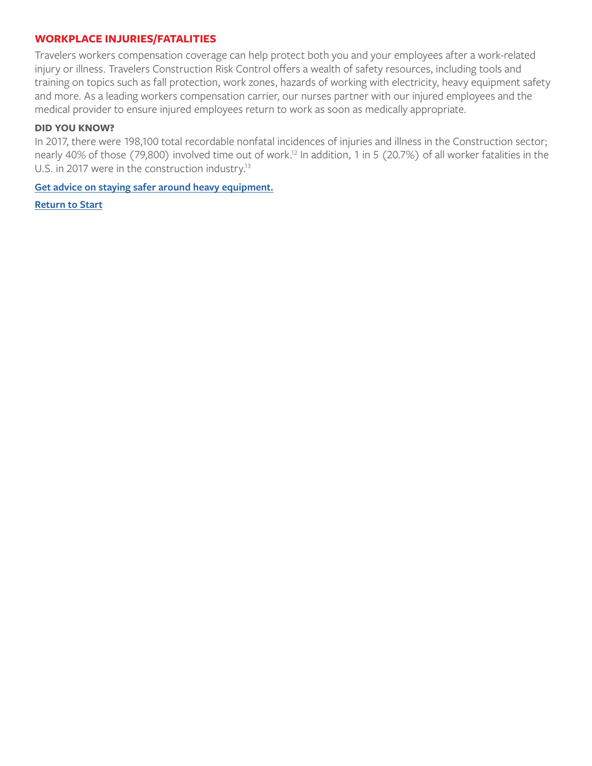## WORKPLACE INJURIES/FATALITIES

Travelers workers compensation coverage can help protect both you and your employees after a work-related injury or illness. Travelers Construction Risk Control offers a wealth of safety resources, including tools and training on topics such as fall protection, work zones, hazards of working with electricity, heavy equipment safety and more. As a leading workers compensation carrier, our nurses partner with our injured employees and the medical provider to ensure injured employees return to work as soon as medically appropriate.

### DID YOU KNOW?

In 2017, there were 198,100 total recordable nonfatal incidences of injuries and illness in the Construction sector; nearly 40% of those (79,800) involved time out of work.[12] In addition, 1 in 5 (20.7%) of all worker fatalities in the U.S. in 2017 were in the construction industry.[13]

**Get advice on staying safer around heavy equipment.**

**Return to Start**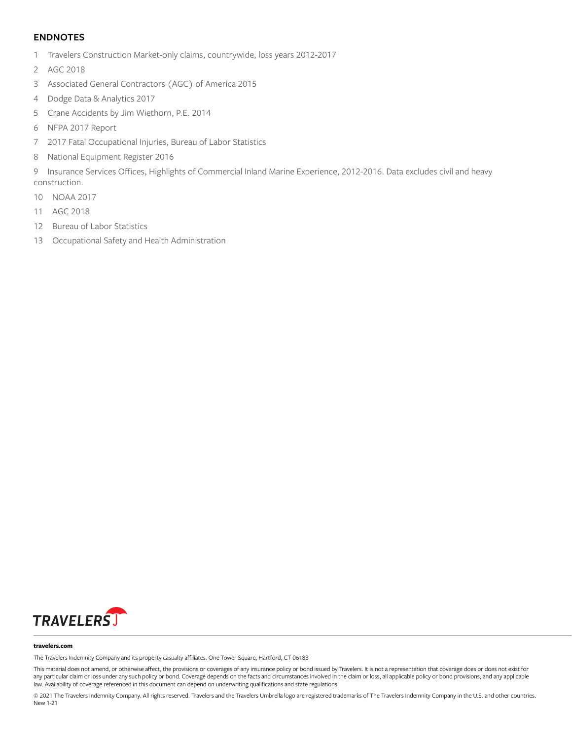## ENDNOTES

1. Travelers Construction Market-only claims, countrywide, loss years 2012-2017
2. AGC 2018
3. Associated General Contractors (AGC) of America 2015
4. Dodge Data & Analytics 2017
5. Crane Accidents by Jim Wiethorn, P.E. 2014
6. NFPA 2017 Report
7. 2017 Fatal Occupational Injuries, Bureau of Labor Statistics
8. National Equipment Register 2016
9. Insurance Services Offices, Highlights of Commercial Inland Marine Experience, 2012-2016. Data excludes civil and heavy construction.
10. NOAA 2017
11. AGC 2018
12. Bureau of Labor Statistics
13. Occupational Safety and Health Administration

TRAVELERS

**travelers.com**

The Travelers Indemnity Company and its property casualty affiliates. One Tower Square, Hartford, CT 06183

This material does not amend, or otherwise affect, the provisions or coverages of any insurance policy or bond issued by Travelers. It is not a representation that coverage does or does not exist for any particular claim or loss under any such policy or bond. Coverage depends on the facts and circumstances involved in the claim or loss, all applicable policy or bond provisions, and any applicable law. Availability of coverage referenced in this document can depend on underwriting qualifications and state regulations.

© 2021 The Travelers Indemnity Company. All rights reserved. Travelers and the Travelers Umbrella logo are registered trademarks of The Travelers Indemnity Company in the U.S. and other countries. New 1-21